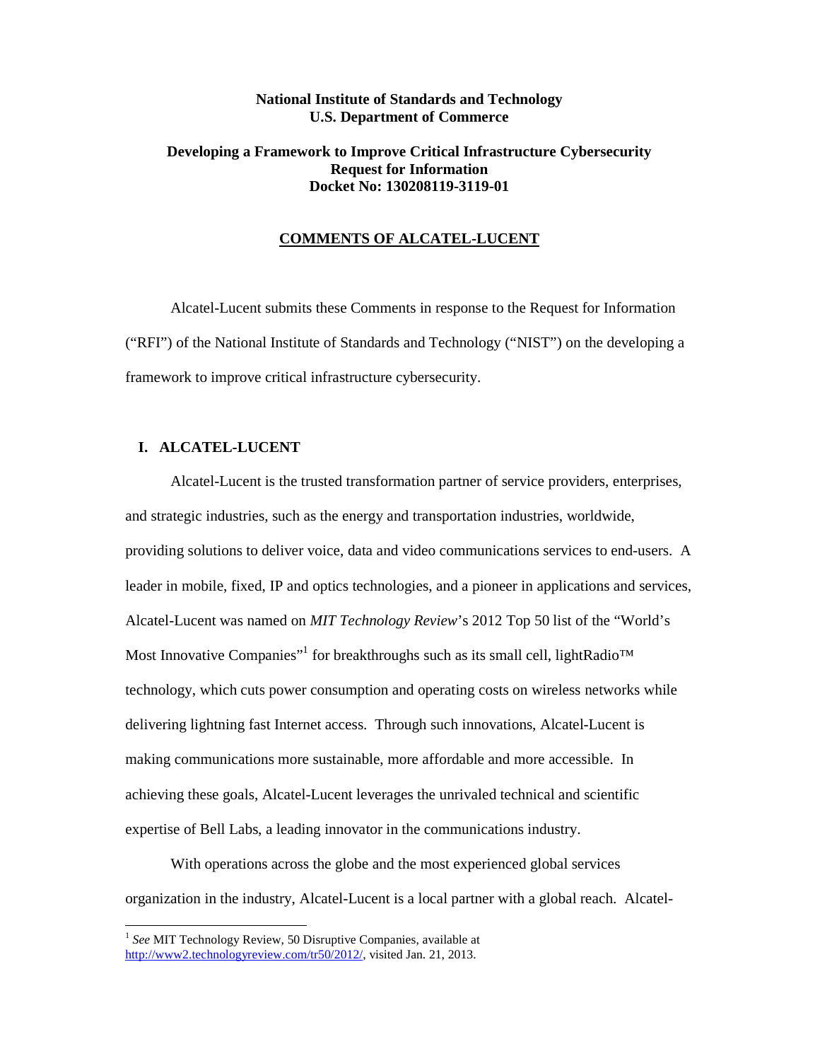**National Institute of Standards and Technology**
**U.S. Department of Commerce**

**Developing a Framework to Improve Critical Infrastructure Cybersecurity**
**Request for Information**
**Docket No: 130208119-3119-01**

**COMMENTS OF ALCATEL-LUCENT**

Alcatel-Lucent submits these Comments in response to the Request for Information ("RFI") of the National Institute of Standards and Technology ("NIST") on the developing a framework to improve critical infrastructure cybersecurity.

## I. ALCATEL-LUCENT

Alcatel-Lucent is the trusted transformation partner of service providers, enterprises, and strategic industries, such as the energy and transportation industries, worldwide, providing solutions to deliver voice, data and video communications services to end-users. A leader in mobile, fixed, IP and optics technologies, and a pioneer in applications and services, Alcatel-Lucent was named on *MIT Technology Review*'s 2012 Top 50 list of the "World's Most Innovative Companies"[1] for breakthroughs such as its small cell, lightRadio™ technology, which cuts power consumption and operating costs on wireless networks while delivering lightning fast Internet access. Through such innovations, Alcatel-Lucent is making communications more sustainable, more affordable and more accessible. In achieving these goals, Alcatel-Lucent leverages the unrivaled technical and scientific expertise of Bell Labs, a leading innovator in the communications industry.

With operations across the globe and the most experienced global services organization in the industry, Alcatel-Lucent is a local partner with a global reach. Alcatel-

[1] *See* MIT Technology Review, 50 Disruptive Companies, available at http://www2.technologyreview.com/tr50/2012/, visited Jan. 21, 2013.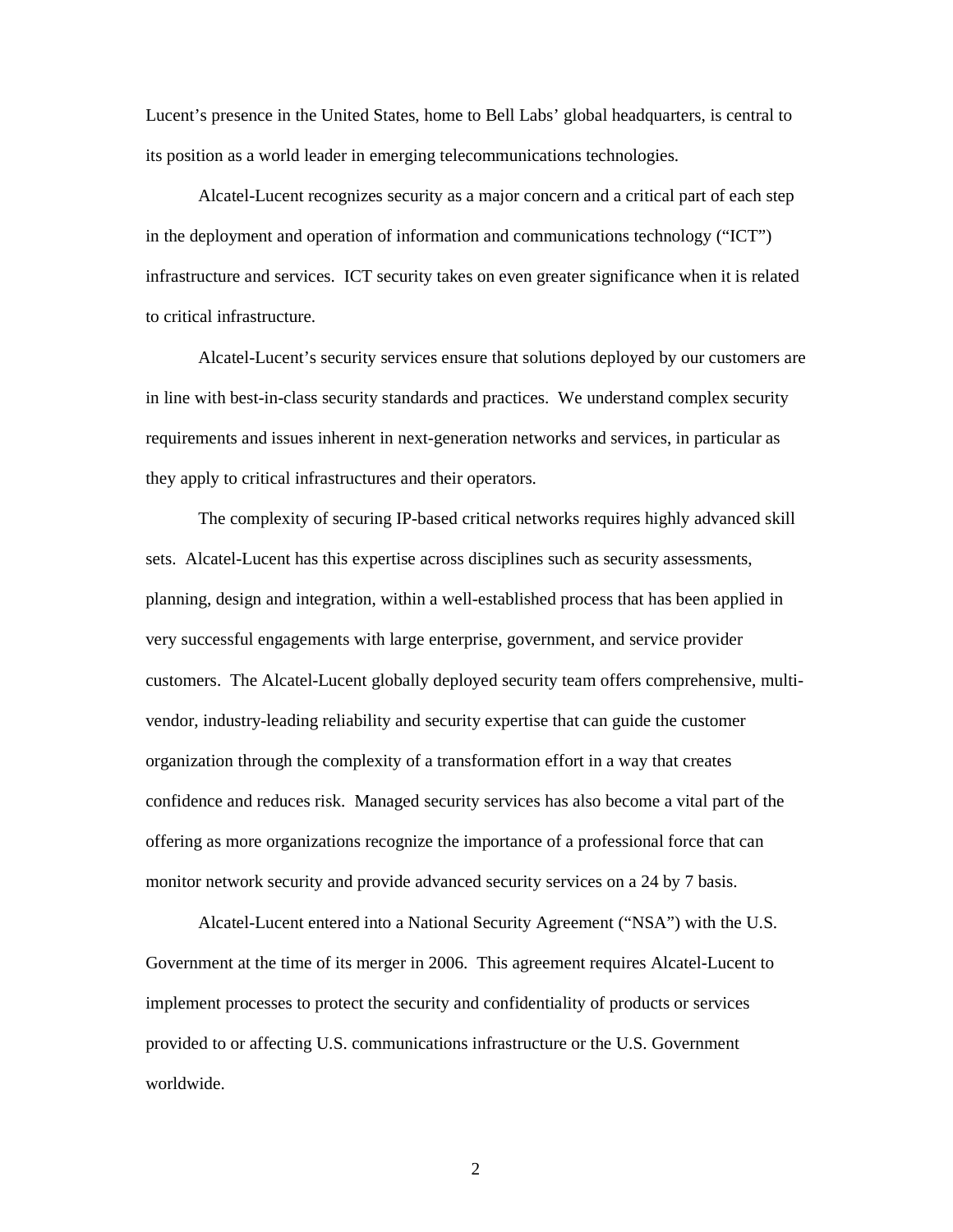Lucent's presence in the United States, home to Bell Labs' global headquarters, is central to its position as a world leader in emerging telecommunications technologies.

Alcatel-Lucent recognizes security as a major concern and a critical part of each step in the deployment and operation of information and communications technology ("ICT") infrastructure and services. ICT security takes on even greater significance when it is related to critical infrastructure.

Alcatel-Lucent's security services ensure that solutions deployed by our customers are in line with best-in-class security standards and practices. We understand complex security requirements and issues inherent in next-generation networks and services, in particular as they apply to critical infrastructures and their operators.

The complexity of securing IP-based critical networks requires highly advanced skill sets. Alcatel-Lucent has this expertise across disciplines such as security assessments, planning, design and integration, within a well-established process that has been applied in very successful engagements with large enterprise, government, and service provider customers. The Alcatel-Lucent globally deployed security team offers comprehensive, multi-vendor, industry-leading reliability and security expertise that can guide the customer organization through the complexity of a transformation effort in a way that creates confidence and reduces risk. Managed security services has also become a vital part of the offering as more organizations recognize the importance of a professional force that can monitor network security and provide advanced security services on a 24 by 7 basis.

Alcatel-Lucent entered into a National Security Agreement ("NSA") with the U.S. Government at the time of its merger in 2006. This agreement requires Alcatel-Lucent to implement processes to protect the security and confidentiality of products or services provided to or affecting U.S. communications infrastructure or the U.S. Government worldwide.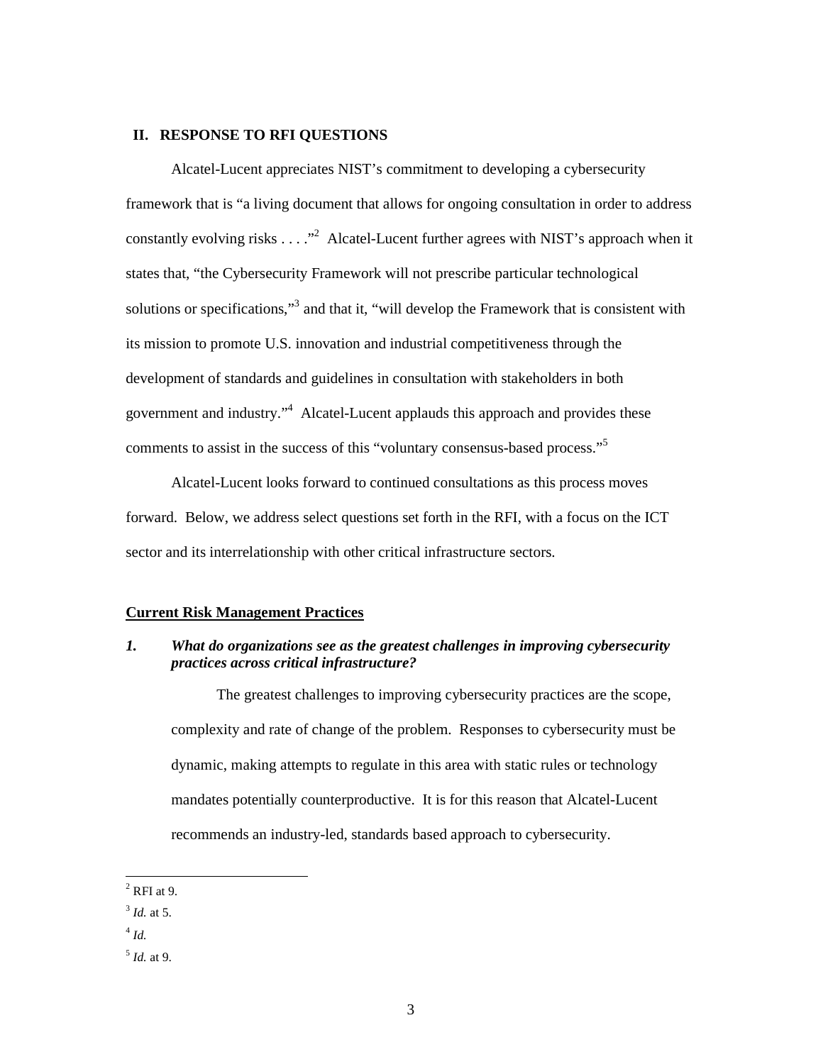## II. RESPONSE TO RFI QUESTIONS

Alcatel-Lucent appreciates NIST's commitment to developing a cybersecurity framework that is "a living document that allows for ongoing consultation in order to address constantly evolving risks . . . ."[2] Alcatel-Lucent further agrees with NIST's approach when it states that, "the Cybersecurity Framework will not prescribe particular technological solutions or specifications,"[3] and that it, "will develop the Framework that is consistent with its mission to promote U.S. innovation and industrial competitiveness through the development of standards and guidelines in consultation with stakeholders in both government and industry."[4] Alcatel-Lucent applauds this approach and provides these comments to assist in the success of this "voluntary consensus-based process."[5]

Alcatel-Lucent looks forward to continued consultations as this process moves forward. Below, we address select questions set forth in the RFI, with a focus on the ICT sector and its interrelationship with other critical infrastructure sectors.

**Current Risk Management Practices**

***1. What do organizations see as the greatest challenges in improving cybersecurity practices across critical infrastructure?***

The greatest challenges to improving cybersecurity practices are the scope, complexity and rate of change of the problem. Responses to cybersecurity must be dynamic, making attempts to regulate in this area with static rules or technology mandates potentially counterproductive. It is for this reason that Alcatel-Lucent recommends an industry-led, standards based approach to cybersecurity.

---

[2] RFI at 9.

[3] *Id.* at 5.

[4] *Id.*

[5] *Id.* at 9.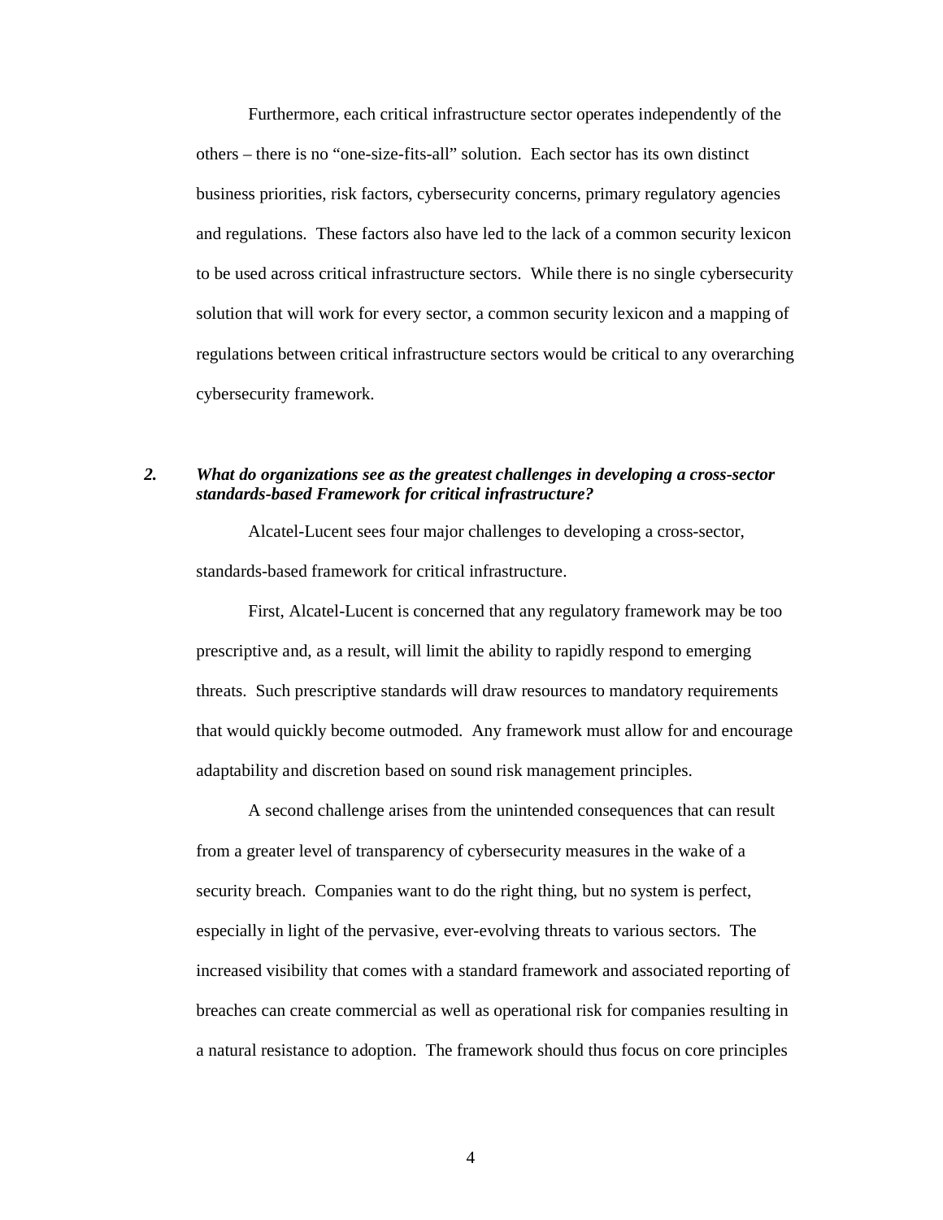Furthermore, each critical infrastructure sector operates independently of the others – there is no "one-size-fits-all" solution. Each sector has its own distinct business priorities, risk factors, cybersecurity concerns, primary regulatory agencies and regulations. These factors also have led to the lack of a common security lexicon to be used across critical infrastructure sectors. While there is no single cybersecurity solution that will work for every sector, a common security lexicon and a mapping of regulations between critical infrastructure sectors would be critical to any overarching cybersecurity framework.

***2. What do organizations see as the greatest challenges in developing a cross-sector standards-based Framework for critical infrastructure?***

Alcatel-Lucent sees four major challenges to developing a cross-sector, standards-based framework for critical infrastructure.

First, Alcatel-Lucent is concerned that any regulatory framework may be too prescriptive and, as a result, will limit the ability to rapidly respond to emerging threats. Such prescriptive standards will draw resources to mandatory requirements that would quickly become outmoded. Any framework must allow for and encourage adaptability and discretion based on sound risk management principles.

A second challenge arises from the unintended consequences that can result from a greater level of transparency of cybersecurity measures in the wake of a security breach. Companies want to do the right thing, but no system is perfect, especially in light of the pervasive, ever-evolving threats to various sectors. The increased visibility that comes with a standard framework and associated reporting of breaches can create commercial as well as operational risk for companies resulting in a natural resistance to adoption. The framework should thus focus on core principles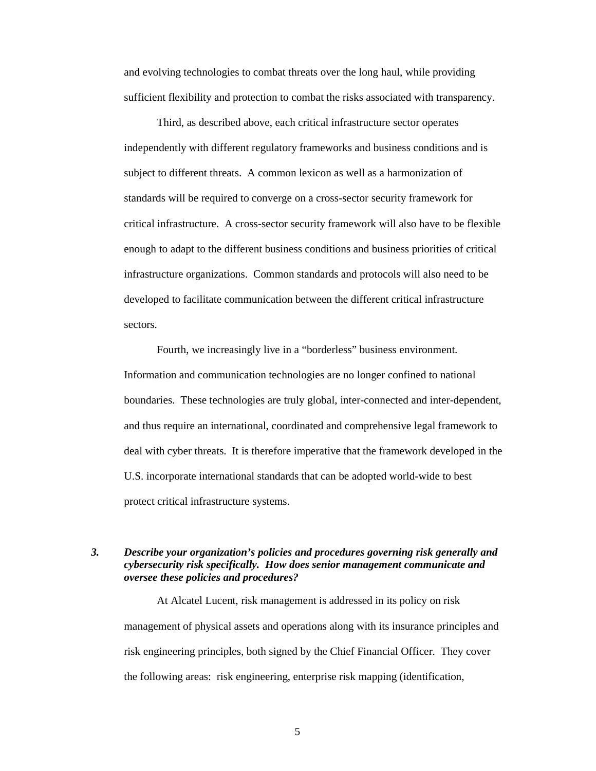and evolving technologies to combat threats over the long haul, while providing sufficient flexibility and protection to combat the risks associated with transparency.

Third, as described above, each critical infrastructure sector operates independently with different regulatory frameworks and business conditions and is subject to different threats. A common lexicon as well as a harmonization of standards will be required to converge on a cross-sector security framework for critical infrastructure. A cross-sector security framework will also have to be flexible enough to adapt to the different business conditions and business priorities of critical infrastructure organizations. Common standards and protocols will also need to be developed to facilitate communication between the different critical infrastructure sectors.

Fourth, we increasingly live in a "borderless" business environment. Information and communication technologies are no longer confined to national boundaries. These technologies are truly global, inter-connected and inter-dependent, and thus require an international, coordinated and comprehensive legal framework to deal with cyber threats. It is therefore imperative that the framework developed in the U.S. incorporate international standards that can be adopted world-wide to best protect critical infrastructure systems.

***3. Describe your organization's policies and procedures governing risk generally and cybersecurity risk specifically. How does senior management communicate and oversee these policies and procedures?***

At Alcatel Lucent, risk management is addressed in its policy on risk management of physical assets and operations along with its insurance principles and risk engineering principles, both signed by the Chief Financial Officer. They cover the following areas: risk engineering, enterprise risk mapping (identification,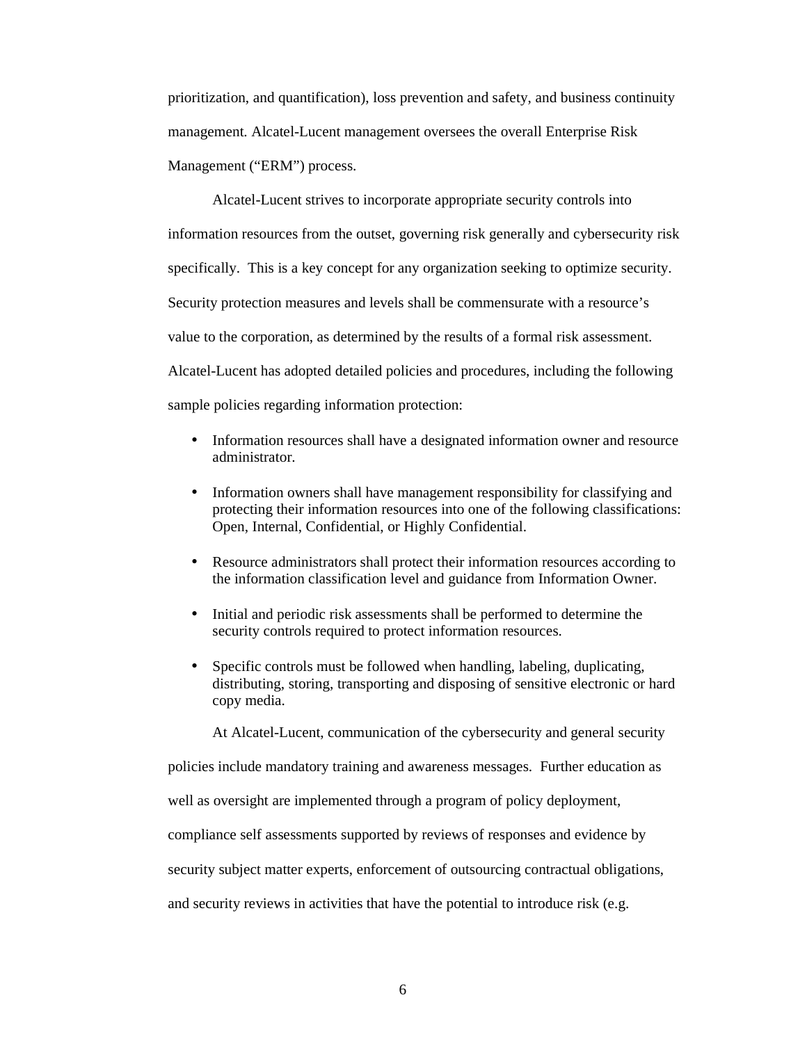prioritization, and quantification), loss prevention and safety, and business continuity management. Alcatel-Lucent management oversees the overall Enterprise Risk Management ("ERM") process.

Alcatel-Lucent strives to incorporate appropriate security controls into information resources from the outset, governing risk generally and cybersecurity risk specifically. This is a key concept for any organization seeking to optimize security. Security protection measures and levels shall be commensurate with a resource's value to the corporation, as determined by the results of a formal risk assessment. Alcatel-Lucent has adopted detailed policies and procedures, including the following sample policies regarding information protection:

- Information resources shall have a designated information owner and resource administrator.
- Information owners shall have management responsibility for classifying and protecting their information resources into one of the following classifications: Open, Internal, Confidential, or Highly Confidential.
- Resource administrators shall protect their information resources according to the information classification level and guidance from Information Owner.
- Initial and periodic risk assessments shall be performed to determine the security controls required to protect information resources.
- Specific controls must be followed when handling, labeling, duplicating, distributing, storing, transporting and disposing of sensitive electronic or hard copy media.

At Alcatel-Lucent, communication of the cybersecurity and general security policies include mandatory training and awareness messages. Further education as well as oversight are implemented through a program of policy deployment, compliance self assessments supported by reviews of responses and evidence by security subject matter experts, enforcement of outsourcing contractual obligations, and security reviews in activities that have the potential to introduce risk (e.g.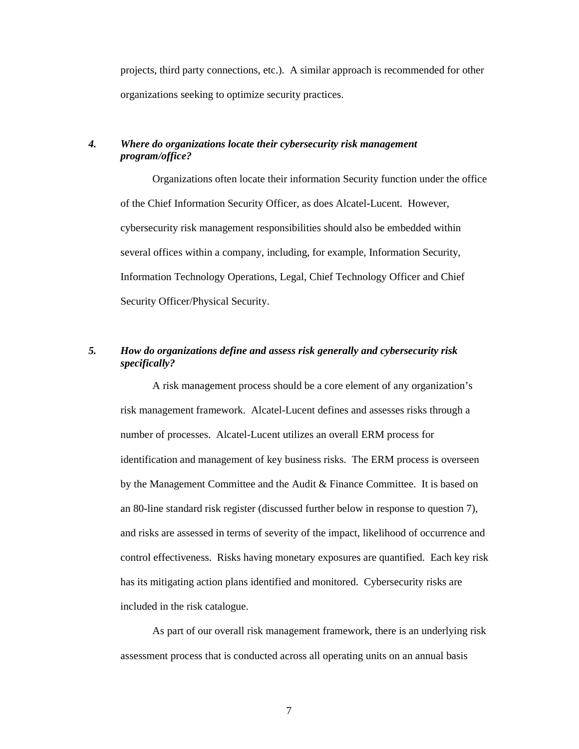projects, third party connections, etc.). A similar approach is recommended for other organizations seeking to optimize security practices.

### *4. Where do organizations locate their cybersecurity risk management program/office?*

Organizations often locate their information Security function under the office of the Chief Information Security Officer, as does Alcatel-Lucent. However, cybersecurity risk management responsibilities should also be embedded within several offices within a company, including, for example, Information Security, Information Technology Operations, Legal, Chief Technology Officer and Chief Security Officer/Physical Security.

### *5. How do organizations define and assess risk generally and cybersecurity risk specifically?*

A risk management process should be a core element of any organization's risk management framework. Alcatel-Lucent defines and assesses risks through a number of processes. Alcatel-Lucent utilizes an overall ERM process for identification and management of key business risks. The ERM process is overseen by the Management Committee and the Audit & Finance Committee. It is based on an 80-line standard risk register (discussed further below in response to question 7), and risks are assessed in terms of severity of the impact, likelihood of occurrence and control effectiveness. Risks having monetary exposures are quantified. Each key risk has its mitigating action plans identified and monitored. Cybersecurity risks are included in the risk catalogue.

As part of our overall risk management framework, there is an underlying risk assessment process that is conducted across all operating units on an annual basis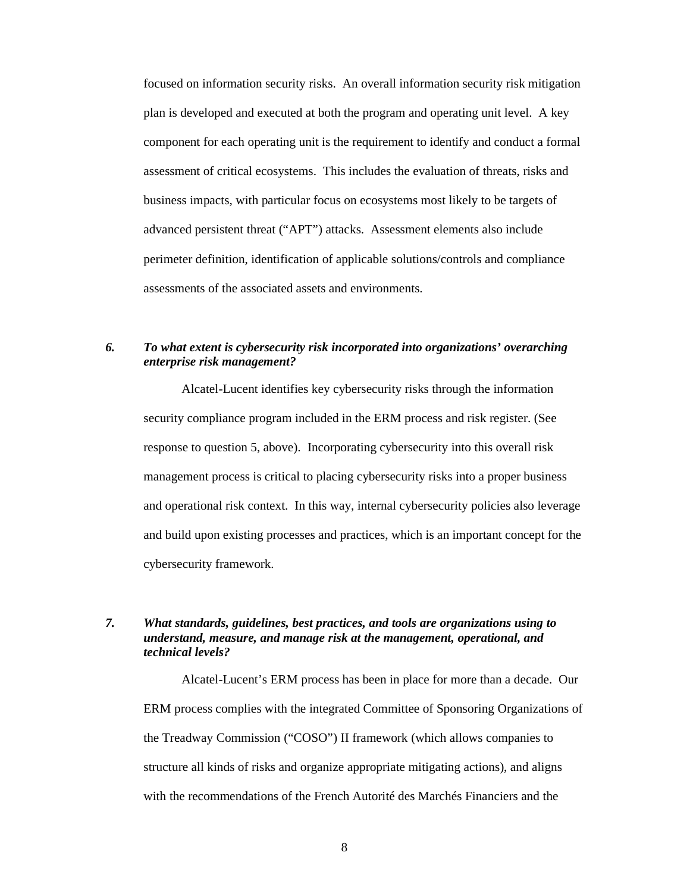focused on information security risks. An overall information security risk mitigation plan is developed and executed at both the program and operating unit level. A key component for each operating unit is the requirement to identify and conduct a formal assessment of critical ecosystems. This includes the evaluation of threats, risks and business impacts, with particular focus on ecosystems most likely to be targets of advanced persistent threat ("APT") attacks. Assessment elements also include perimeter definition, identification of applicable solutions/controls and compliance assessments of the associated assets and environments.

***6. To what extent is cybersecurity risk incorporated into organizations' overarching enterprise risk management?***

Alcatel-Lucent identifies key cybersecurity risks through the information security compliance program included in the ERM process and risk register. (See response to question 5, above). Incorporating cybersecurity into this overall risk management process is critical to placing cybersecurity risks into a proper business and operational risk context. In this way, internal cybersecurity policies also leverage and build upon existing processes and practices, which is an important concept for the cybersecurity framework.

***7. What standards, guidelines, best practices, and tools are organizations using to understand, measure, and manage risk at the management, operational, and technical levels?***

Alcatel-Lucent's ERM process has been in place for more than a decade. Our ERM process complies with the integrated Committee of Sponsoring Organizations of the Treadway Commission ("COSO") II framework (which allows companies to structure all kinds of risks and organize appropriate mitigating actions), and aligns with the recommendations of the French Autorité des Marchés Financiers and the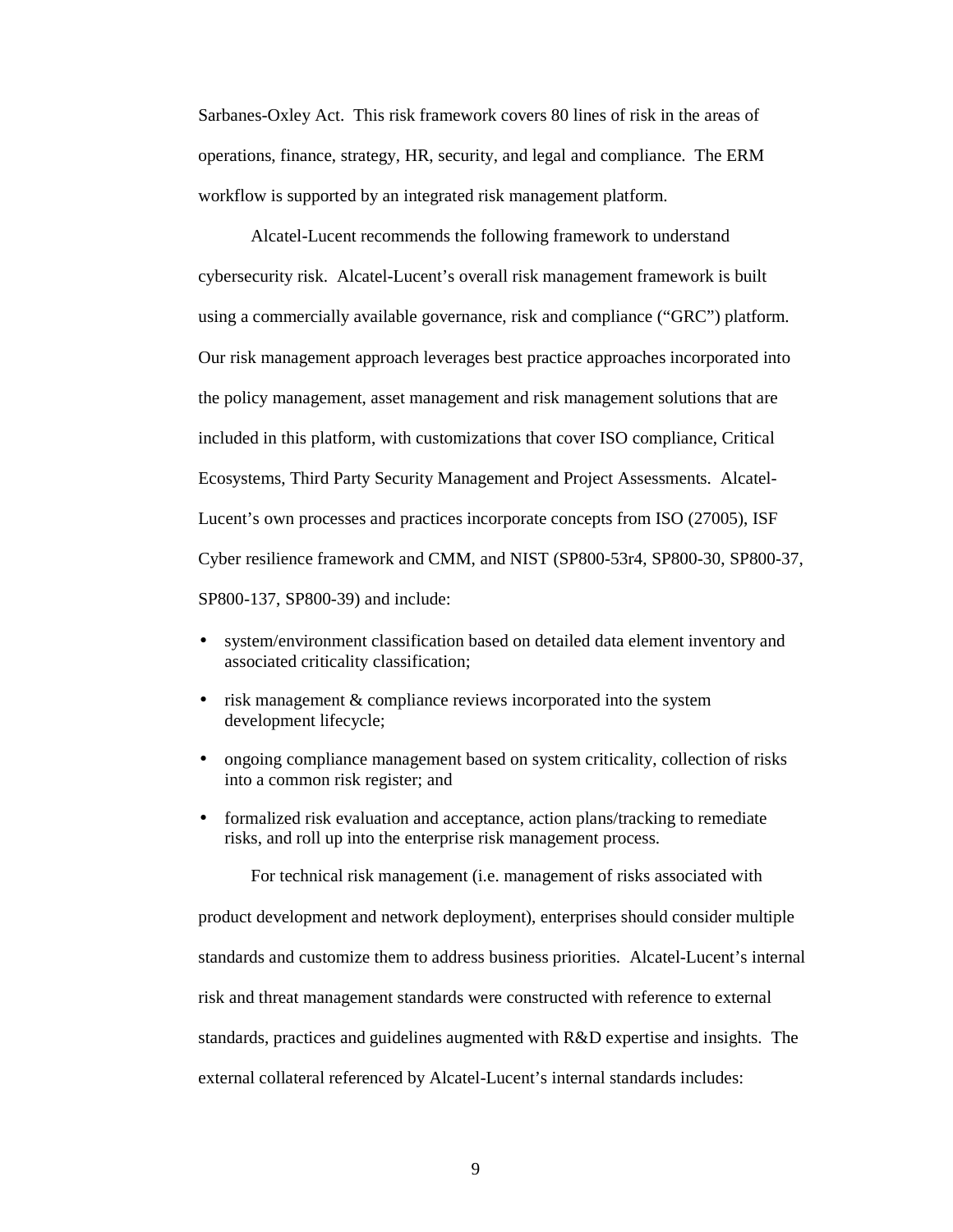Sarbanes-Oxley Act. This risk framework covers 80 lines of risk in the areas of operations, finance, strategy, HR, security, and legal and compliance. The ERM workflow is supported by an integrated risk management platform.

Alcatel-Lucent recommends the following framework to understand cybersecurity risk. Alcatel-Lucent's overall risk management framework is built using a commercially available governance, risk and compliance ("GRC") platform. Our risk management approach leverages best practice approaches incorporated into the policy management, asset management and risk management solutions that are included in this platform, with customizations that cover ISO compliance, Critical Ecosystems, Third Party Security Management and Project Assessments. Alcatel-Lucent's own processes and practices incorporate concepts from ISO (27005), ISF Cyber resilience framework and CMM, and NIST (SP800-53r4, SP800-30, SP800-37, SP800-137, SP800-39) and include:

- system/environment classification based on detailed data element inventory and associated criticality classification;
- risk management & compliance reviews incorporated into the system development lifecycle;
- ongoing compliance management based on system criticality, collection of risks into a common risk register; and
- formalized risk evaluation and acceptance, action plans/tracking to remediate risks, and roll up into the enterprise risk management process.

For technical risk management (i.e. management of risks associated with product development and network deployment), enterprises should consider multiple standards and customize them to address business priorities. Alcatel-Lucent's internal risk and threat management standards were constructed with reference to external standards, practices and guidelines augmented with R&D expertise and insights. The external collateral referenced by Alcatel-Lucent's internal standards includes: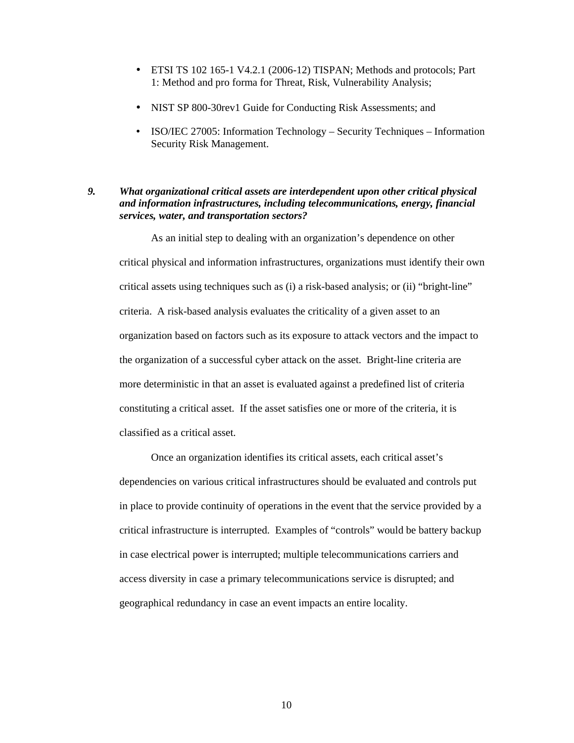- ETSI TS 102 165-1 V4.2.1 (2006-12) TISPAN; Methods and protocols; Part 1: Method and pro forma for Threat, Risk, Vulnerability Analysis;
- NIST SP 800-30rev1 Guide for Conducting Risk Assessments; and
- ISO/IEC 27005: Information Technology – Security Techniques – Information Security Risk Management.

***9. What organizational critical assets are interdependent upon other critical physical and information infrastructures, including telecommunications, energy, financial services, water, and transportation sectors?***

As an initial step to dealing with an organization's dependence on other critical physical and information infrastructures, organizations must identify their own critical assets using techniques such as (i) a risk-based analysis; or (ii) "bright-line" criteria. A risk-based analysis evaluates the criticality of a given asset to an organization based on factors such as its exposure to attack vectors and the impact to the organization of a successful cyber attack on the asset. Bright-line criteria are more deterministic in that an asset is evaluated against a predefined list of criteria constituting a critical asset. If the asset satisfies one or more of the criteria, it is classified as a critical asset.

Once an organization identifies its critical assets, each critical asset's dependencies on various critical infrastructures should be evaluated and controls put in place to provide continuity of operations in the event that the service provided by a critical infrastructure is interrupted. Examples of "controls" would be battery backup in case electrical power is interrupted; multiple telecommunications carriers and access diversity in case a primary telecommunications service is disrupted; and geographical redundancy in case an event impacts an entire locality.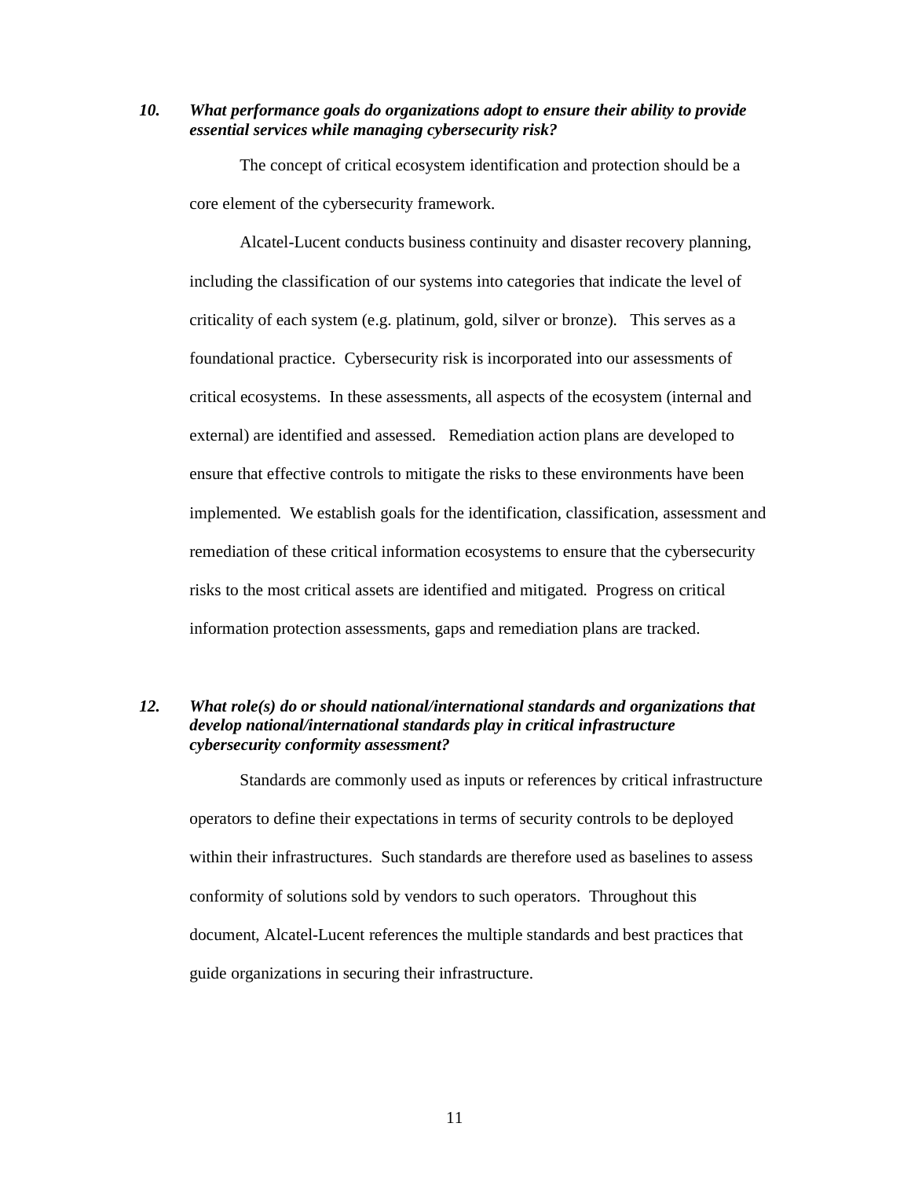***10. What performance goals do organizations adopt to ensure their ability to provide essential services while managing cybersecurity risk?***

The concept of critical ecosystem identification and protection should be a core element of the cybersecurity framework.

Alcatel-Lucent conducts business continuity and disaster recovery planning, including the classification of our systems into categories that indicate the level of criticality of each system (e.g. platinum, gold, silver or bronze). This serves as a foundational practice. Cybersecurity risk is incorporated into our assessments of critical ecosystems. In these assessments, all aspects of the ecosystem (internal and external) are identified and assessed. Remediation action plans are developed to ensure that effective controls to mitigate the risks to these environments have been implemented. We establish goals for the identification, classification, assessment and remediation of these critical information ecosystems to ensure that the cybersecurity risks to the most critical assets are identified and mitigated. Progress on critical information protection assessments, gaps and remediation plans are tracked.

***12. What role(s) do or should national/international standards and organizations that develop national/international standards play in critical infrastructure cybersecurity conformity assessment?***

Standards are commonly used as inputs or references by critical infrastructure operators to define their expectations in terms of security controls to be deployed within their infrastructures. Such standards are therefore used as baselines to assess conformity of solutions sold by vendors to such operators. Throughout this document, Alcatel-Lucent references the multiple standards and best practices that guide organizations in securing their infrastructure.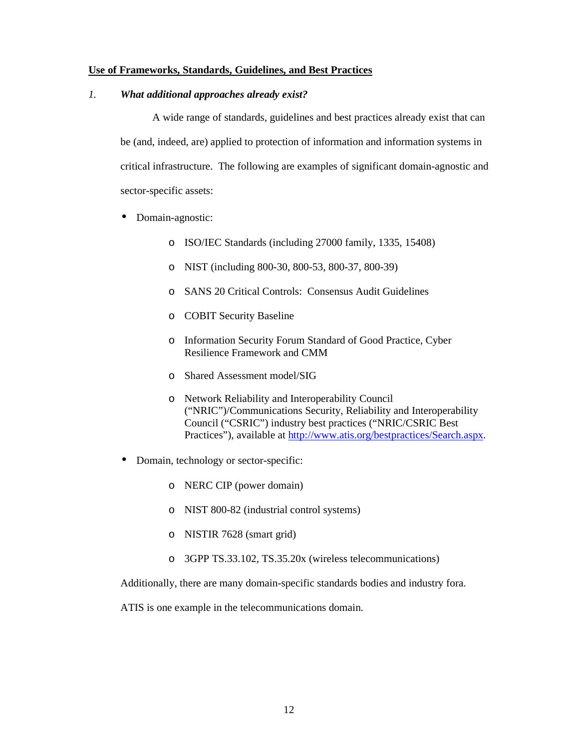**<u>Use of Frameworks, Standards, Guidelines, and Best Practices</u>**

*1. What additional approaches already exist?*

A wide range of standards, guidelines and best practices already exist that can be (and, indeed, are) applied to protection of information and information systems in critical infrastructure. The following are examples of significant domain-agnostic and sector-specific assets:

- Domain-agnostic:
  - ISO/IEC Standards (including 27000 family, 1335, 15408)
  - NIST (including 800-30, 800-53, 800-37, 800-39)
  - SANS 20 Critical Controls: Consensus Audit Guidelines
  - COBIT Security Baseline
  - Information Security Forum Standard of Good Practice, Cyber Resilience Framework and CMM
  - Shared Assessment model/SIG
  - Network Reliability and Interoperability Council ("NRIC")/Communications Security, Reliability and Interoperability Council ("CSRIC") industry best practices ("NRIC/CSRIC Best Practices"), available at [http://www.atis.org/bestpractices/Search.aspx](http://www.atis.org/bestpractices/Search.aspx).
- Domain, technology or sector-specific:
  - NERC CIP (power domain)
  - NIST 800-82 (industrial control systems)
  - NISTIR 7628 (smart grid)
  - 3GPP TS.33.102, TS.35.20x (wireless telecommunications)

Additionally, there are many domain-specific standards bodies and industry fora. ATIS is one example in the telecommunications domain.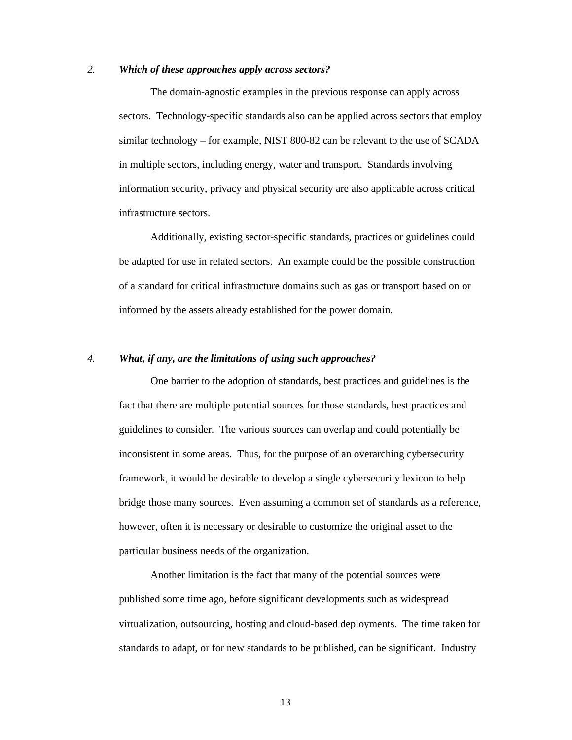*2. **Which of these approaches apply across sectors?***

The domain-agnostic examples in the previous response can apply across sectors. Technology-specific standards also can be applied across sectors that employ similar technology – for example, NIST 800-82 can be relevant to the use of SCADA in multiple sectors, including energy, water and transport. Standards involving information security, privacy and physical security are also applicable across critical infrastructure sectors.

Additionally, existing sector-specific standards, practices or guidelines could be adapted for use in related sectors. An example could be the possible construction of a standard for critical infrastructure domains such as gas or transport based on or informed by the assets already established for the power domain.

*4. **What, if any, are the limitations of using such approaches?***

One barrier to the adoption of standards, best practices and guidelines is the fact that there are multiple potential sources for those standards, best practices and guidelines to consider. The various sources can overlap and could potentially be inconsistent in some areas. Thus, for the purpose of an overarching cybersecurity framework, it would be desirable to develop a single cybersecurity lexicon to help bridge those many sources. Even assuming a common set of standards as a reference, however, often it is necessary or desirable to customize the original asset to the particular business needs of the organization.

Another limitation is the fact that many of the potential sources were published some time ago, before significant developments such as widespread virtualization, outsourcing, hosting and cloud-based deployments. The time taken for standards to adapt, or for new standards to be published, can be significant. Industry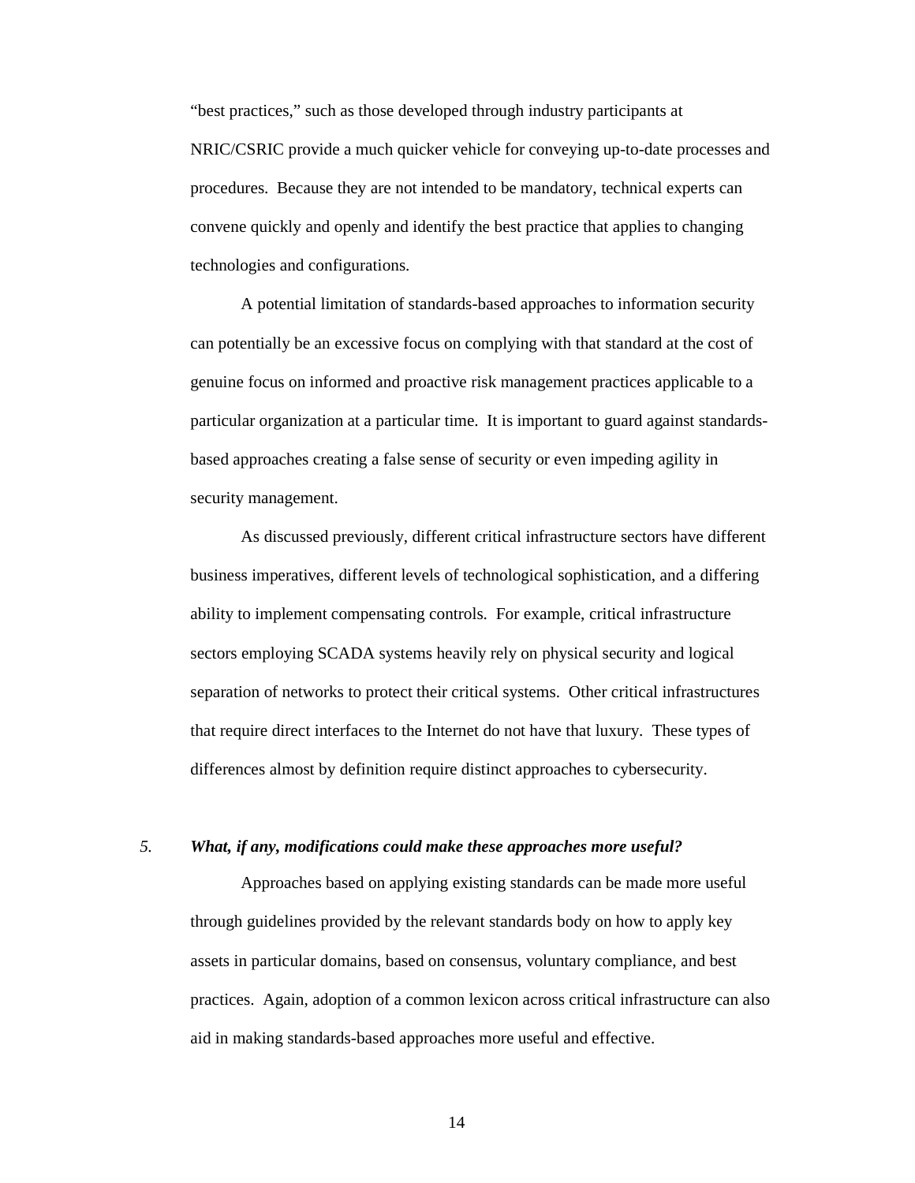"best practices," such as those developed through industry participants at NRIC/CSRIC provide a much quicker vehicle for conveying up-to-date processes and procedures. Because they are not intended to be mandatory, technical experts can convene quickly and openly and identify the best practice that applies to changing technologies and configurations.

A potential limitation of standards-based approaches to information security can potentially be an excessive focus on complying with that standard at the cost of genuine focus on informed and proactive risk management practices applicable to a particular organization at a particular time. It is important to guard against standards-based approaches creating a false sense of security or even impeding agility in security management.

As discussed previously, different critical infrastructure sectors have different business imperatives, different levels of technological sophistication, and a differing ability to implement compensating controls. For example, critical infrastructure sectors employing SCADA systems heavily rely on physical security and logical separation of networks to protect their critical systems. Other critical infrastructures that require direct interfaces to the Internet do not have that luxury. These types of differences almost by definition require distinct approaches to cybersecurity.

*5.* ***What, if any, modifications could make these approaches more useful?***

Approaches based on applying existing standards can be made more useful through guidelines provided by the relevant standards body on how to apply key assets in particular domains, based on consensus, voluntary compliance, and best practices. Again, adoption of a common lexicon across critical infrastructure can also aid in making standards-based approaches more useful and effective.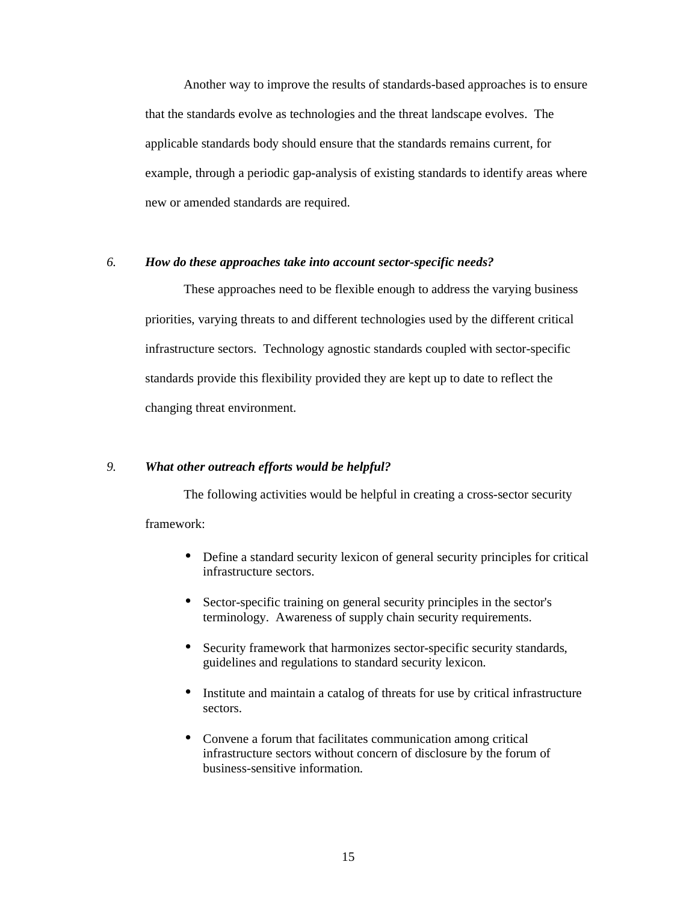Another way to improve the results of standards-based approaches is to ensure that the standards evolve as technologies and the threat landscape evolves. The applicable standards body should ensure that the standards remains current, for example, through a periodic gap-analysis of existing standards to identify areas where new or amended standards are required.

6. ***How do these approaches take into account sector-specific needs?***

These approaches need to be flexible enough to address the varying business priorities, varying threats to and different technologies used by the different critical infrastructure sectors. Technology agnostic standards coupled with sector-specific standards provide this flexibility provided they are kept up to date to reflect the changing threat environment.

9. ***What other outreach efforts would be helpful?***

The following activities would be helpful in creating a cross-sector security framework:

- Define a standard security lexicon of general security principles for critical infrastructure sectors.
- Sector-specific training on general security principles in the sector's terminology. Awareness of supply chain security requirements.
- Security framework that harmonizes sector-specific security standards, guidelines and regulations to standard security lexicon.
- Institute and maintain a catalog of threats for use by critical infrastructure sectors.
- Convene a forum that facilitates communication among critical infrastructure sectors without concern of disclosure by the forum of business-sensitive information.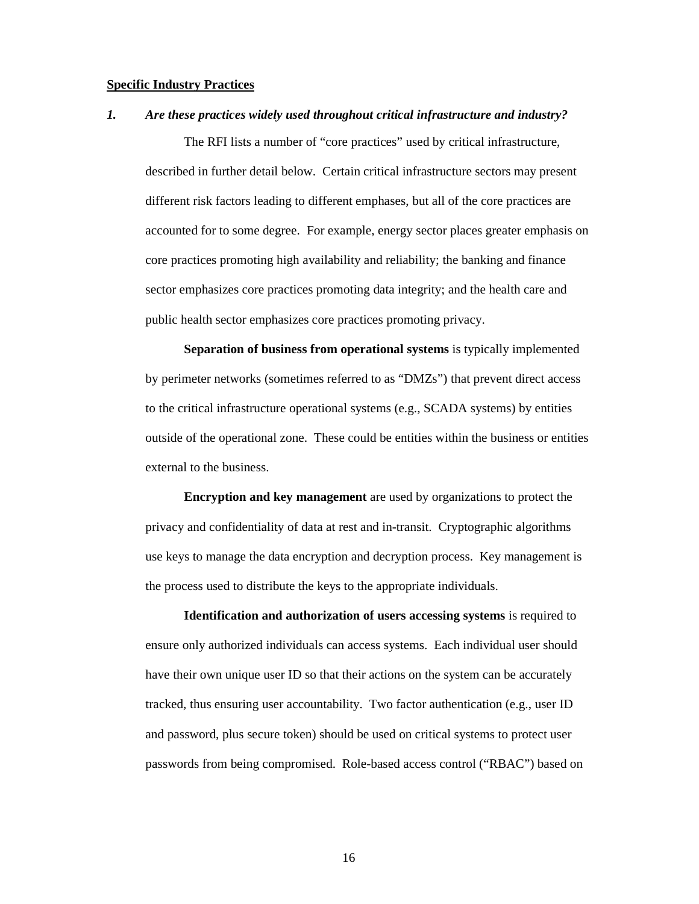**Specific Industry Practices**

***1. Are these practices widely used throughout critical infrastructure and industry?***

The RFI lists a number of "core practices" used by critical infrastructure, described in further detail below. Certain critical infrastructure sectors may present different risk factors leading to different emphases, but all of the core practices are accounted for to some degree. For example, energy sector places greater emphasis on core practices promoting high availability and reliability; the banking and finance sector emphasizes core practices promoting data integrity; and the health care and public health sector emphasizes core practices promoting privacy.

**Separation of business from operational systems** is typically implemented by perimeter networks (sometimes referred to as "DMZs") that prevent direct access to the critical infrastructure operational systems (e.g., SCADA systems) by entities outside of the operational zone. These could be entities within the business or entities external to the business.

**Encryption and key management** are used by organizations to protect the privacy and confidentiality of data at rest and in-transit. Cryptographic algorithms use keys to manage the data encryption and decryption process. Key management is the process used to distribute the keys to the appropriate individuals.

**Identification and authorization of users accessing systems** is required to ensure only authorized individuals can access systems. Each individual user should have their own unique user ID so that their actions on the system can be accurately tracked, thus ensuring user accountability. Two factor authentication (e.g., user ID and password, plus secure token) should be used on critical systems to protect user passwords from being compromised. Role-based access control ("RBAC") based on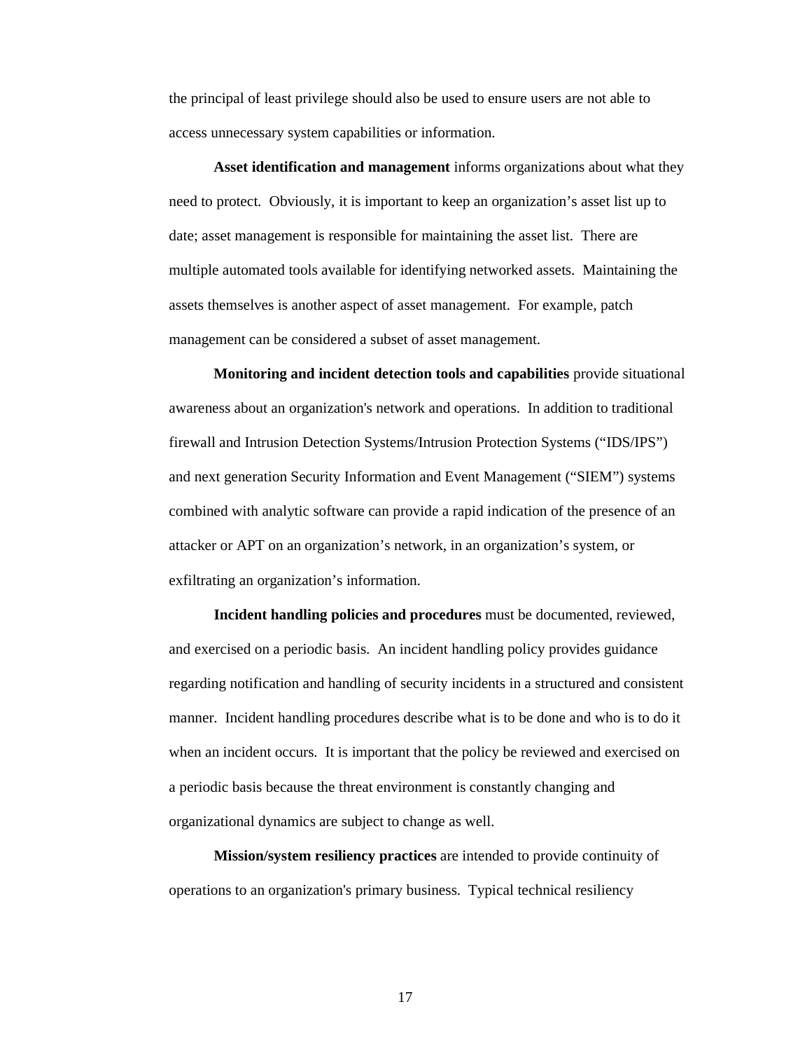the principal of least privilege should also be used to ensure users are not able to access unnecessary system capabilities or information.

**Asset identification and management** informs organizations about what they need to protect. Obviously, it is important to keep an organization's asset list up to date; asset management is responsible for maintaining the asset list. There are multiple automated tools available for identifying networked assets. Maintaining the assets themselves is another aspect of asset management. For example, patch management can be considered a subset of asset management.

**Monitoring and incident detection tools and capabilities** provide situational awareness about an organization's network and operations. In addition to traditional firewall and Intrusion Detection Systems/Intrusion Protection Systems ("IDS/IPS") and next generation Security Information and Event Management ("SIEM") systems combined with analytic software can provide a rapid indication of the presence of an attacker or APT on an organization's network, in an organization's system, or exfiltrating an organization's information.

**Incident handling policies and procedures** must be documented, reviewed, and exercised on a periodic basis. An incident handling policy provides guidance regarding notification and handling of security incidents in a structured and consistent manner. Incident handling procedures describe what is to be done and who is to do it when an incident occurs. It is important that the policy be reviewed and exercised on a periodic basis because the threat environment is constantly changing and organizational dynamics are subject to change as well.

**Mission/system resiliency practices** are intended to provide continuity of operations to an organization's primary business. Typical technical resiliency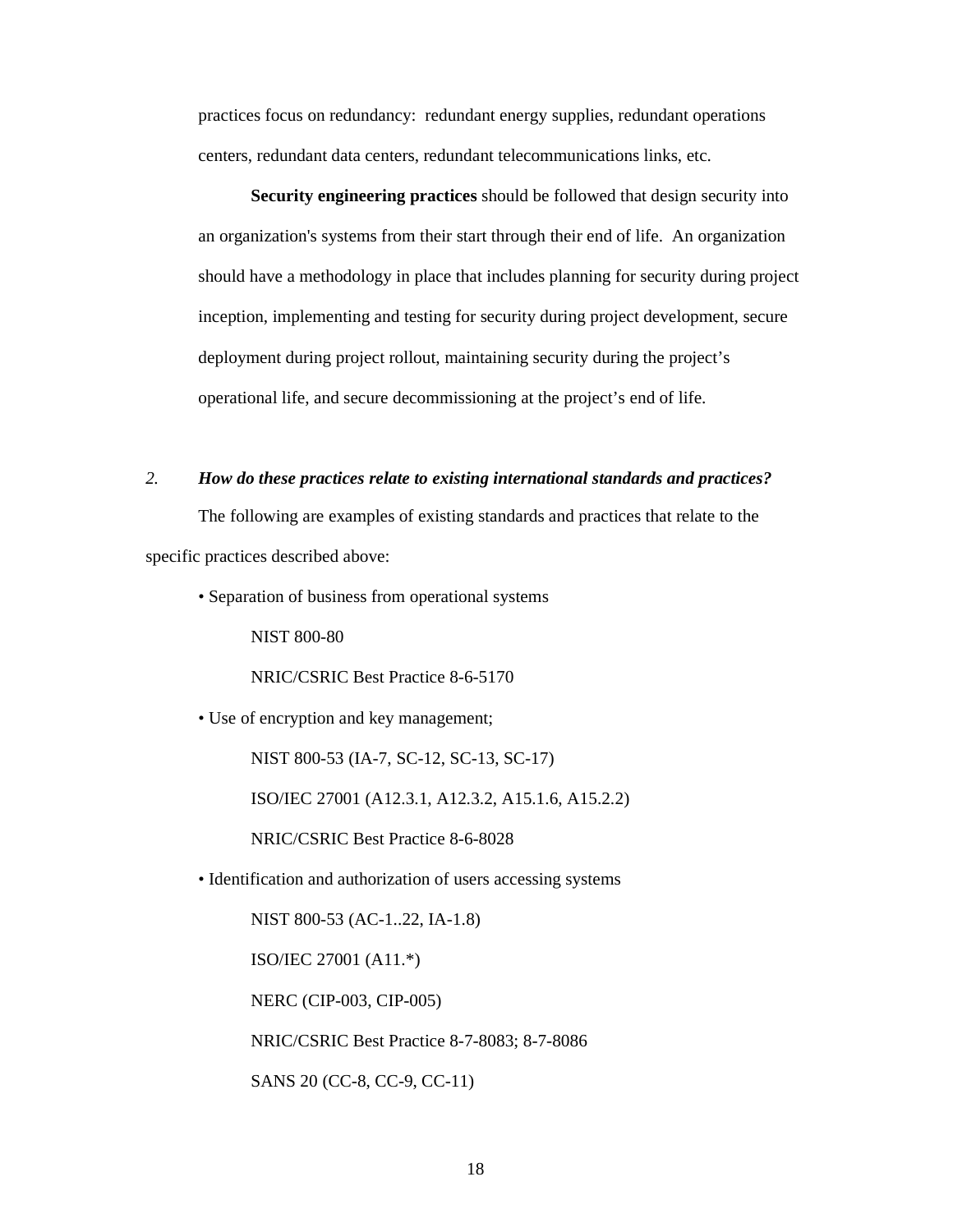practices focus on redundancy: redundant energy supplies, redundant operations centers, redundant data centers, redundant telecommunications links, etc.

**Security engineering practices** should be followed that design security into an organization's systems from their start through their end of life. An organization should have a methodology in place that includes planning for security during project inception, implementing and testing for security during project development, secure deployment during project rollout, maintaining security during the project's operational life, and secure decommissioning at the project's end of life.

*2.* ***How do these practices relate to existing international standards and practices?***

The following are examples of existing standards and practices that relate to the specific practices described above:

• Separation of business from operational systems

NIST 800-80

NRIC/CSRIC Best Practice 8-6-5170

• Use of encryption and key management;

NIST 800-53 (IA-7, SC-12, SC-13, SC-17)

ISO/IEC 27001 (A12.3.1, A12.3.2, A15.1.6, A15.2.2)

NRIC/CSRIC Best Practice 8-6-8028

• Identification and authorization of users accessing systems

NIST 800-53 (AC-1..22, IA-1.8)

ISO/IEC 27001 (A11.*)

NERC (CIP-003, CIP-005)

NRIC/CSRIC Best Practice 8-7-8083; 8-7-8086

SANS 20 (CC-8, CC-9, CC-11)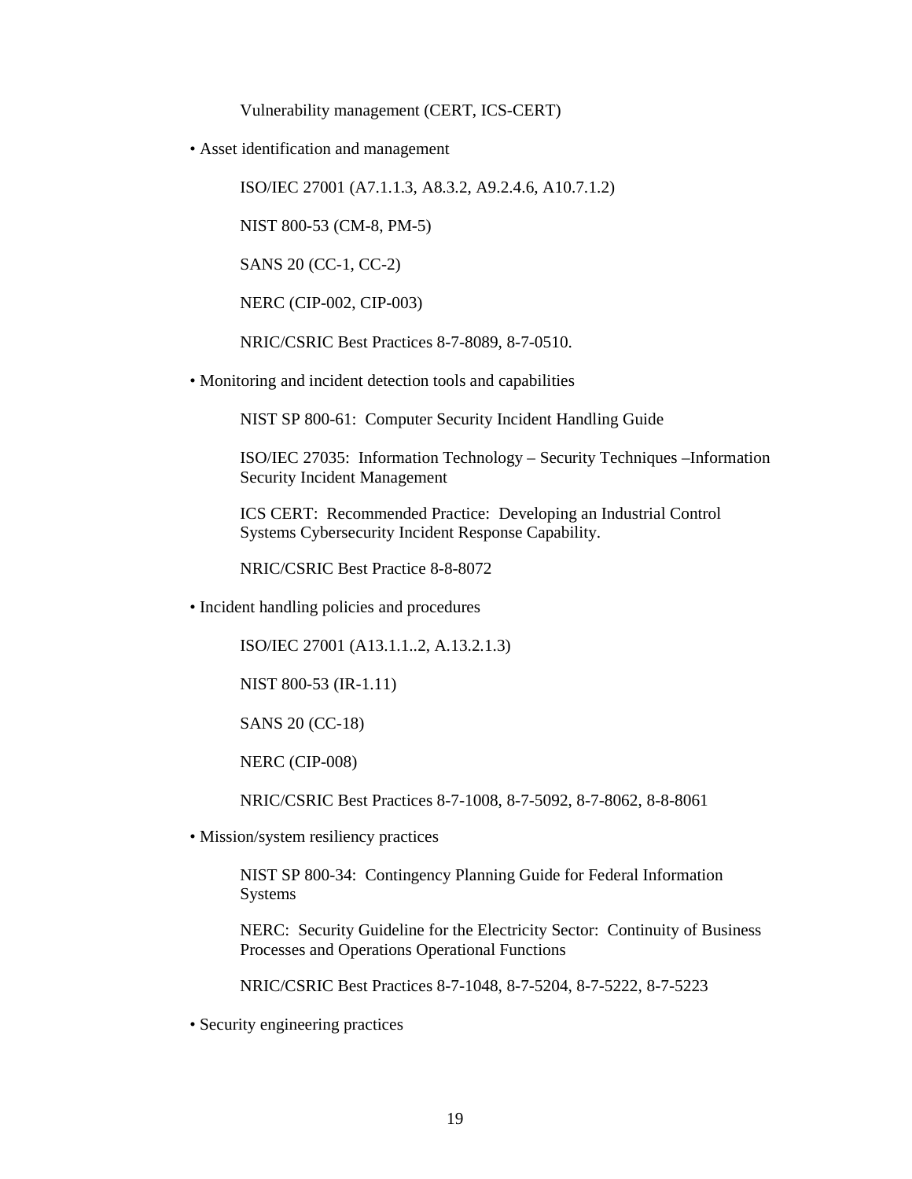Vulnerability management (CERT, ICS-CERT)

- Asset identification and management

  ISO/IEC 27001 (A7.1.1.3, A8.3.2, A9.2.4.6, A10.7.1.2)

  NIST 800-53 (CM-8, PM-5)

  SANS 20 (CC-1, CC-2)

  NERC (CIP-002, CIP-003)

  NRIC/CSRIC Best Practices 8-7-8089, 8-7-0510.

- Monitoring and incident detection tools and capabilities

  NIST SP 800-61: Computer Security Incident Handling Guide

  ISO/IEC 27035: Information Technology – Security Techniques –Information Security Incident Management

  ICS CERT: Recommended Practice: Developing an Industrial Control Systems Cybersecurity Incident Response Capability.

  NRIC/CSRIC Best Practice 8-8-8072

- Incident handling policies and procedures

  ISO/IEC 27001 (A13.1.1..2, A.13.2.1.3)

  NIST 800-53 (IR-1.11)

  SANS 20 (CC-18)

  NERC (CIP-008)

  NRIC/CSRIC Best Practices 8-7-1008, 8-7-5092, 8-7-8062, 8-8-8061

- Mission/system resiliency practices

  NIST SP 800-34: Contingency Planning Guide for Federal Information Systems

  NERC: Security Guideline for the Electricity Sector: Continuity of Business Processes and Operations Operational Functions

  NRIC/CSRIC Best Practices 8-7-1048, 8-7-5204, 8-7-5222, 8-7-5223

- Security engineering practices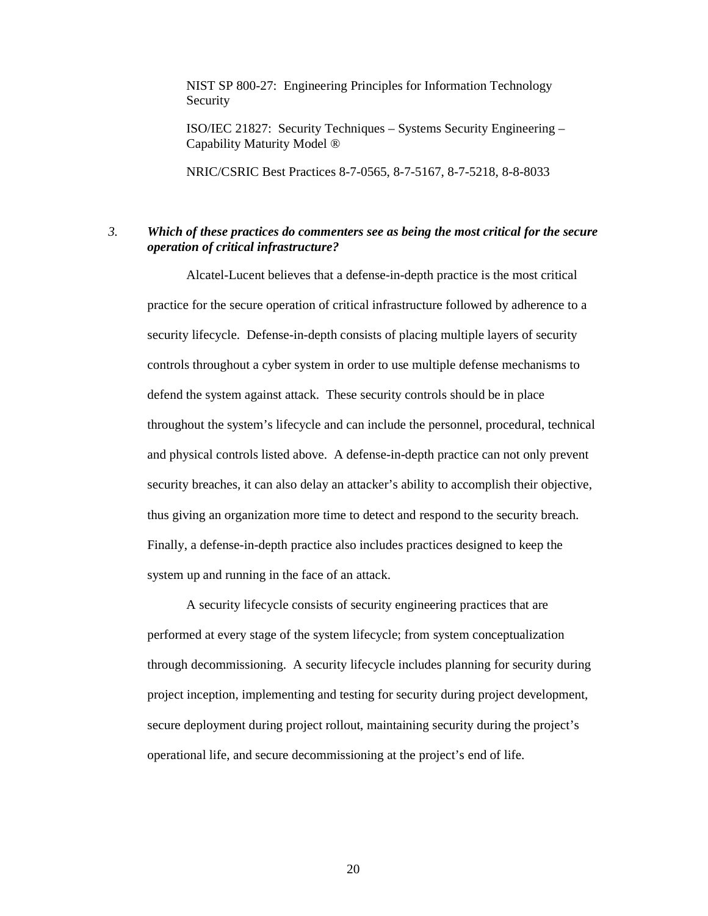NIST SP 800-27: Engineering Principles for Information Technology Security

ISO/IEC 21827: Security Techniques – Systems Security Engineering – Capability Maturity Model ®

NRIC/CSRIC Best Practices 8-7-0565, 8-7-5167, 8-7-5218, 8-8-8033

*3.* ***Which of these practices do commenters see as being the most critical for the secure operation of critical infrastructure?***

Alcatel-Lucent believes that a defense-in-depth practice is the most critical practice for the secure operation of critical infrastructure followed by adherence to a security lifecycle. Defense-in-depth consists of placing multiple layers of security controls throughout a cyber system in order to use multiple defense mechanisms to defend the system against attack. These security controls should be in place throughout the system's lifecycle and can include the personnel, procedural, technical and physical controls listed above. A defense-in-depth practice can not only prevent security breaches, it can also delay an attacker's ability to accomplish their objective, thus giving an organization more time to detect and respond to the security breach. Finally, a defense-in-depth practice also includes practices designed to keep the system up and running in the face of an attack.

A security lifecycle consists of security engineering practices that are performed at every stage of the system lifecycle; from system conceptualization through decommissioning. A security lifecycle includes planning for security during project inception, implementing and testing for security during project development, secure deployment during project rollout, maintaining security during the project's operational life, and secure decommissioning at the project's end of life.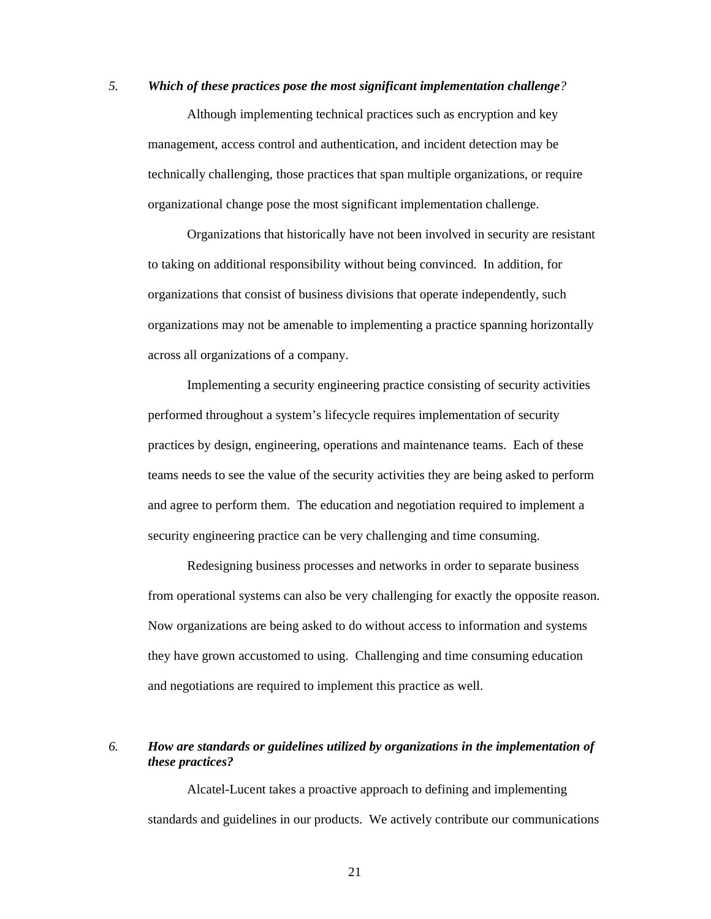5. ***Which of these practices pose the most significant implementation challenge?***

Although implementing technical practices such as encryption and key management, access control and authentication, and incident detection may be technically challenging, those practices that span multiple organizations, or require organizational change pose the most significant implementation challenge.

Organizations that historically have not been involved in security are resistant to taking on additional responsibility without being convinced. In addition, for organizations that consist of business divisions that operate independently, such organizations may not be amenable to implementing a practice spanning horizontally across all organizations of a company.

Implementing a security engineering practice consisting of security activities performed throughout a system's lifecycle requires implementation of security practices by design, engineering, operations and maintenance teams. Each of these teams needs to see the value of the security activities they are being asked to perform and agree to perform them. The education and negotiation required to implement a security engineering practice can be very challenging and time consuming.

Redesigning business processes and networks in order to separate business from operational systems can also be very challenging for exactly the opposite reason. Now organizations are being asked to do without access to information and systems they have grown accustomed to using. Challenging and time consuming education and negotiations are required to implement this practice as well.

6. ***How are standards or guidelines utilized by organizations in the implementation of these practices?***

Alcatel-Lucent takes a proactive approach to defining and implementing standards and guidelines in our products. We actively contribute our communications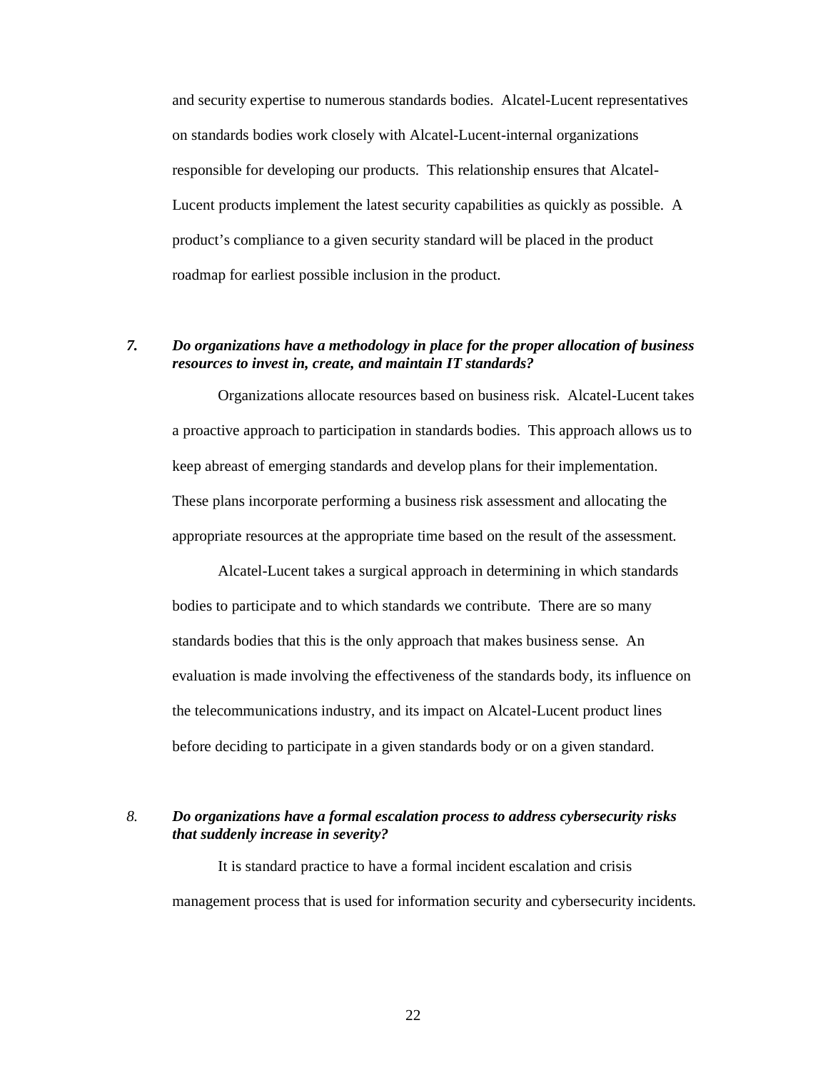and security expertise to numerous standards bodies. Alcatel-Lucent representatives on standards bodies work closely with Alcatel-Lucent-internal organizations responsible for developing our products. This relationship ensures that Alcatel-Lucent products implement the latest security capabilities as quickly as possible. A product's compliance to a given security standard will be placed in the product roadmap for earliest possible inclusion in the product.

***7. Do organizations have a methodology in place for the proper allocation of business resources to invest in, create, and maintain IT standards?***

Organizations allocate resources based on business risk. Alcatel-Lucent takes a proactive approach to participation in standards bodies. This approach allows us to keep abreast of emerging standards and develop plans for their implementation. These plans incorporate performing a business risk assessment and allocating the appropriate resources at the appropriate time based on the result of the assessment.

Alcatel-Lucent takes a surgical approach in determining in which standards bodies to participate and to which standards we contribute. There are so many standards bodies that this is the only approach that makes business sense. An evaluation is made involving the effectiveness of the standards body, its influence on the telecommunications industry, and its impact on Alcatel-Lucent product lines before deciding to participate in a given standards body or on a given standard.

*8.* ***Do organizations have a formal escalation process to address cybersecurity risks that suddenly increase in severity?***

It is standard practice to have a formal incident escalation and crisis management process that is used for information security and cybersecurity incidents.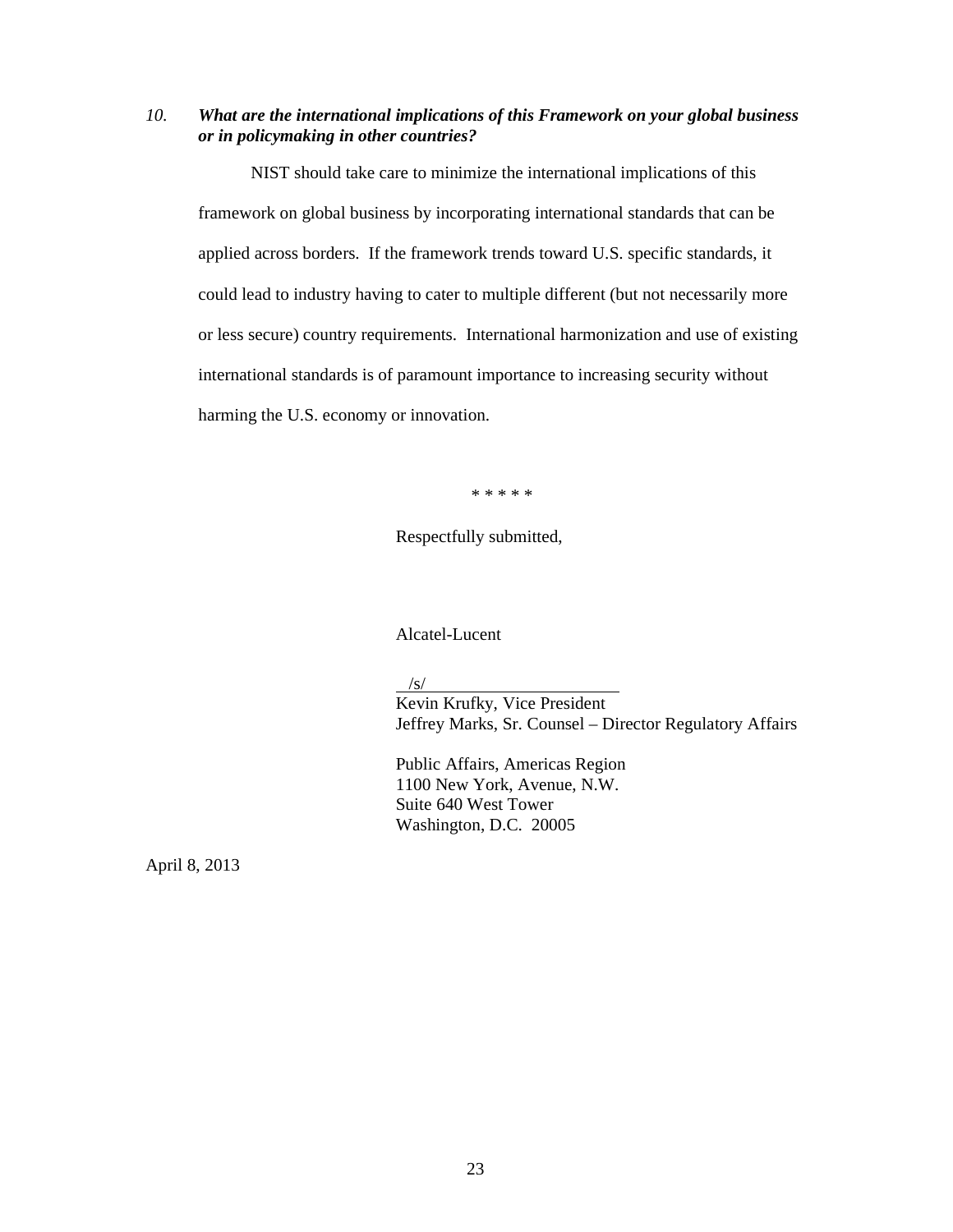*10.* ***What are the international implications of this Framework on your global business or in policymaking in other countries?***

NIST should take care to minimize the international implications of this framework on global business by incorporating international standards that can be applied across borders. If the framework trends toward U.S. specific standards, it could lead to industry having to cater to multiple different (but not necessarily more or less secure) country requirements. International harmonization and use of existing international standards is of paramount importance to increasing security without harming the U.S. economy or innovation.

\* \* \* \* \*

Respectfully submitted,

Alcatel-Lucent

/s/

Kevin Krufky, Vice President
Jeffrey Marks, Sr. Counsel – Director Regulatory Affairs

Public Affairs, Americas Region
1100 New York, Avenue, N.W.
Suite 640 West Tower
Washington, D.C. 20005

April 8, 2013